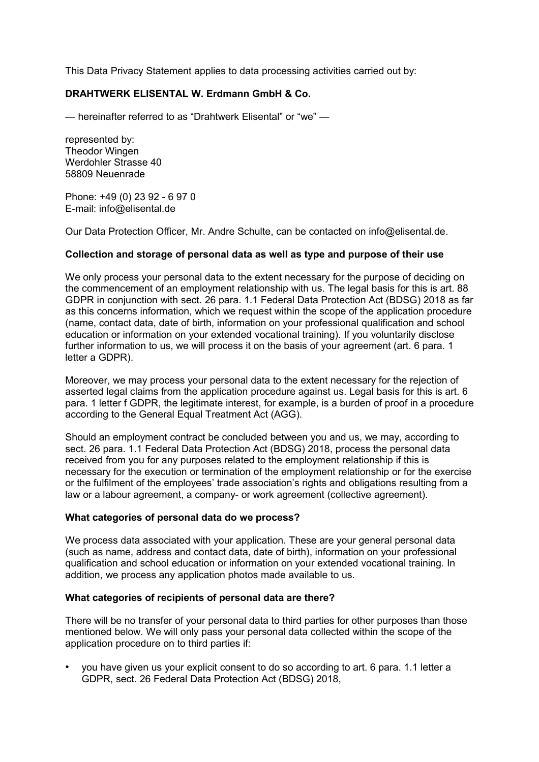This Data Privacy Statement applies to data processing activities carried out by:

**DRAHTWERK ELISENTAL W. Erdmann GmbH & Co.**

— hereinafter referred to as “Drahtwerk Elisental” or “we” —

represented by:
Theodor Wingen
Werdohler Strasse 40
58809 Neuenrade

Phone: +49 (0) 23 92 - 6 97 0
E-mail: info@elisental.de

Our Data Protection Officer, Mr. Andre Schulte, can be contacted on info@elisental.de.

**Collection and storage of personal data as well as type and purpose of their use**

We only process your personal data to the extent necessary for the purpose of deciding on the commencement of an employment relationship with us. The legal basis for this is art. 88 GDPR in conjunction with sect. 26 para. 1.1 Federal Data Protection Act (BDSG) 2018 as far as this concerns information, which we request within the scope of the application procedure (name, contact data, date of birth, information on your professional qualification and school education or information on your extended vocational training). If you voluntarily disclose further information to us, we will process it on the basis of your agreement (art. 6 para. 1 letter a GDPR).

Moreover, we may process your personal data to the extent necessary for the rejection of asserted legal claims from the application procedure against us. Legal basis for this is art. 6 para. 1 letter f GDPR, the legitimate interest, for example, is a burden of proof in a procedure according to the General Equal Treatment Act (AGG).

Should an employment contract be concluded between you and us, we may, according to sect. 26 para. 1.1 Federal Data Protection Act (BDSG) 2018, process the personal data received from you for any purposes related to the employment relationship if this is necessary for the execution or termination of the employment relationship or for the exercise or the fulfilment of the employees’ trade association’s rights and obligations resulting from a law or a labour agreement, a company- or work agreement (collective agreement).

**What categories of personal data do we process?**

We process data associated with your application. These are your general personal data (such as name, address and contact data, date of birth), information on your professional qualification and school education or information on your extended vocational training. In addition, we process any application photos made available to us.

**What categories of recipients of personal data are there?**

There will be no transfer of your personal data to third parties for other purposes than those mentioned below. We will only pass your personal data collected within the scope of the application procedure on to third parties if:

- you have given us your explicit consent to do so according to art. 6 para. 1.1 letter a GDPR, sect. 26 Federal Data Protection Act (BDSG) 2018,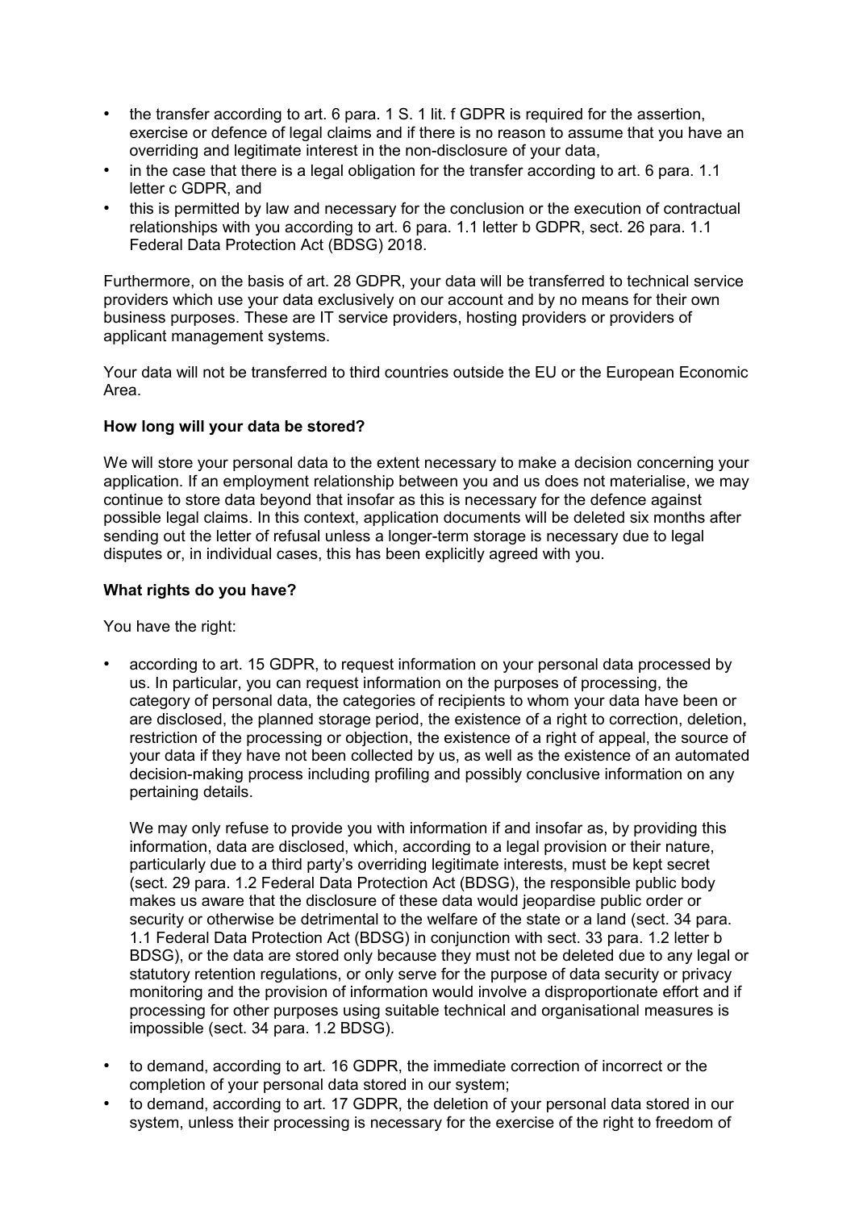- the transfer according to art. 6 para. 1 S. 1 lit. f GDPR is required for the assertion, exercise or defence of legal claims and if there is no reason to assume that you have an overriding and legitimate interest in the non-disclosure of your data,
- in the case that there is a legal obligation for the transfer according to art. 6 para. 1.1 letter c GDPR, and
- this is permitted by law and necessary for the conclusion or the execution of contractual relationships with you according to art. 6 para. 1.1 letter b GDPR, sect. 26 para. 1.1 Federal Data Protection Act (BDSG) 2018.

Furthermore, on the basis of art. 28 GDPR, your data will be transferred to technical service providers which use your data exclusively on our account and by no means for their own business purposes. These are IT service providers, hosting providers or providers of applicant management systems.

Your data will not be transferred to third countries outside the EU or the European Economic Area.

**How long will your data be stored?**

We will store your personal data to the extent necessary to make a decision concerning your application. If an employment relationship between you and us does not materialise, we may continue to store data beyond that insofar as this is necessary for the defence against possible legal claims. In this context, application documents will be deleted six months after sending out the letter of refusal unless a longer-term storage is necessary due to legal disputes or, in individual cases, this has been explicitly agreed with you.

**What rights do you have?**

You have the right:

- according to art. 15 GDPR, to request information on your personal data processed by us. In particular, you can request information on the purposes of processing, the category of personal data, the categories of recipients to whom your data have been or are disclosed, the planned storage period, the existence of a right to correction, deletion, restriction of the processing or objection, the existence of a right of appeal, the source of your data if they have not been collected by us, as well as the existence of an automated decision-making process including profiling and possibly conclusive information on any pertaining details.

  We may only refuse to provide you with information if and insofar as, by providing this information, data are disclosed, which, according to a legal provision or their nature, particularly due to a third party's overriding legitimate interests, must be kept secret (sect. 29 para. 1.2 Federal Data Protection Act (BDSG), the responsible public body makes us aware that the disclosure of these data would jeopardise public order or security or otherwise be detrimental to the welfare of the state or a land (sect. 34 para. 1.1 Federal Data Protection Act (BDSG) in conjunction with sect. 33 para. 1.2 letter b BDSG), or the data are stored only because they must not be deleted due to any legal or statutory retention regulations, or only serve for the purpose of data security or privacy monitoring and the provision of information would involve a disproportionate effort and if processing for other purposes using suitable technical and organisational measures is impossible (sect. 34 para. 1.2 BDSG).

- to demand, according to art. 16 GDPR, the immediate correction of incorrect or the completion of your personal data stored in our system;
- to demand, according to art. 17 GDPR, the deletion of your personal data stored in our system, unless their processing is necessary for the exercise of the right to freedom of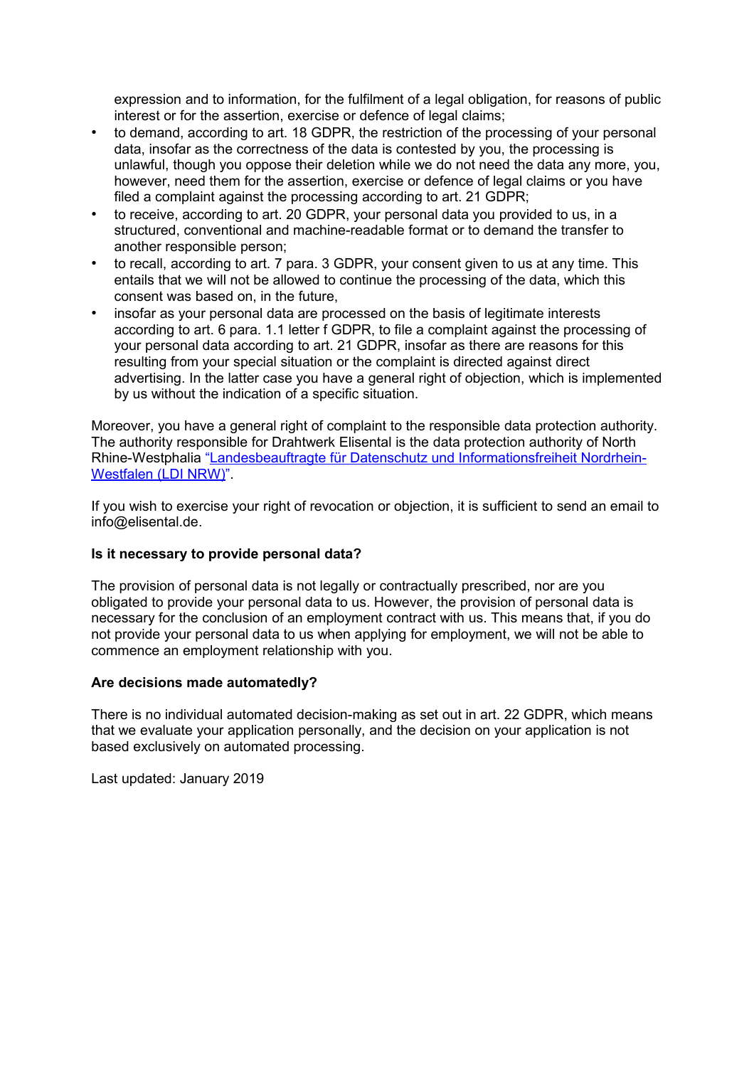expression and to information, for the fulfilment of a legal obligation, for reasons of public interest or for the assertion, exercise or defence of legal claims;

- to demand, according to art. 18 GDPR, the restriction of the processing of your personal data, insofar as the correctness of the data is contested by you, the processing is unlawful, though you oppose their deletion while we do not need the data any more, you, however, need them for the assertion, exercise or defence of legal claims or you have filed a complaint against the processing according to art. 21 GDPR;
- to receive, according to art. 20 GDPR, your personal data you provided to us, in a structured, conventional and machine-readable format or to demand the transfer to another responsible person;
- to recall, according to art. 7 para. 3 GDPR, your consent given to us at any time. This entails that we will not be allowed to continue the processing of the data, which this consent was based on, in the future,
- insofar as your personal data are processed on the basis of legitimate interests according to art. 6 para. 1.1 letter f GDPR, to file a complaint against the processing of your personal data according to art. 21 GDPR, insofar as there are reasons for this resulting from your special situation or the complaint is directed against direct advertising. In the latter case you have a general right of objection, which is implemented by us without the indication of a specific situation.

Moreover, you have a general right of complaint to the responsible data protection authority. The authority responsible for Drahtwerk Elisental is the data protection authority of North Rhine-Westphalia "Landesbeauftragte für Datenschutz und Informationsfreiheit Nordrhein-Westfalen (LDI NRW)".

If you wish to exercise your right of revocation or objection, it is sufficient to send an email to info@elisental.de.

**Is it necessary to provide personal data?**

The provision of personal data is not legally or contractually prescribed, nor are you obligated to provide your personal data to us. However, the provision of personal data is necessary for the conclusion of an employment contract with us. This means that, if you do not provide your personal data to us when applying for employment, we will not be able to commence an employment relationship with you.

**Are decisions made automatedly?**

There is no individual automated decision-making as set out in art. 22 GDPR, which means that we evaluate your application personally, and the decision on your application is not based exclusively on automated processing.

Last updated: January 2019